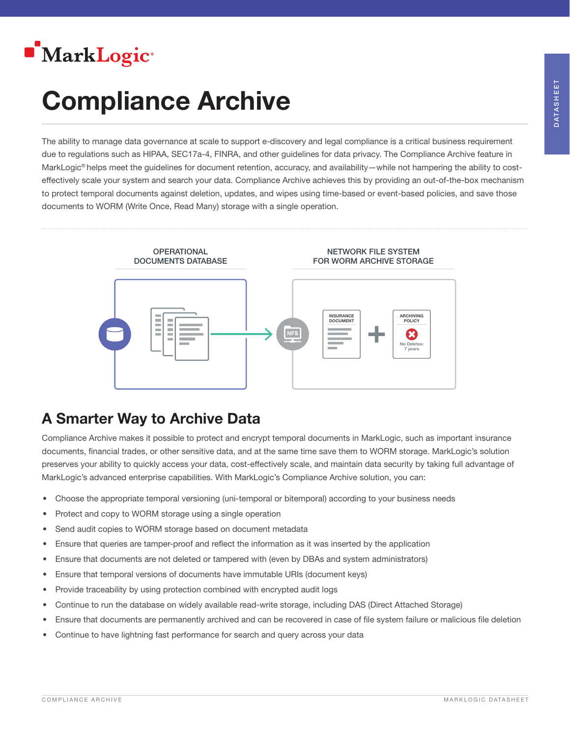# Compliance Archive

The ability to manage data governance at scale to support e-discovery and legal compliance is a critical business requirement due to regulations such as HIPAA, SEC17a-4, FINRA, and other guidelines for data privacy. The Compliance Archive feature in MarkLogic® helps meet the guidelines for document retention, accuracy, and availability—while not hampering the ability to cost-effectively scale your system and search your data. Compliance Archive achieves this by providing an out-of-the-box mechanism to protect temporal documents against deletion, updates, and wipes using time-based or event-based policies, and save those documents to WORM (Write Once, Read Many) storage with a single operation.

OPERATIONAL DOCUMENTS DATABASE

NETWORK FILE SYSTEM FOR WORM ARCHIVE STORAGE

INSURANCE DOCUMENT

ARCHIVING POLICY

No Deletes: 7 years

## A Smarter Way to Archive Data

Compliance Archive makes it possible to protect and encrypt temporal documents in MarkLogic, such as important insurance documents, financial trades, or other sensitive data, and at the same time save them to WORM storage. MarkLogic's solution preserves your ability to quickly access your data, cost-effectively scale, and maintain data security by taking full advantage of MarkLogic's advanced enterprise capabilities. With MarkLogic's Compliance Archive solution, you can:

- Choose the appropriate temporal versioning (uni-temporal or bitemporal) according to your business needs
- Protect and copy to WORM storage using a single operation
- Send audit copies to WORM storage based on document metadata
- Ensure that queries are tamper-proof and reflect the information as it was inserted by the application
- Ensure that documents are not deleted or tampered with (even by DBAs and system administrators)
- Ensure that temporal versions of documents have immutable URIs (document keys)
- Provide traceability by using protection combined with encrypted audit logs
- Continue to run the database on widely available read-write storage, including DAS (Direct Attached Storage)
- Ensure that documents are permanently archived and can be recovered in case of file system failure or malicious file deletion
- Continue to have lightning fast performance for search and query across your data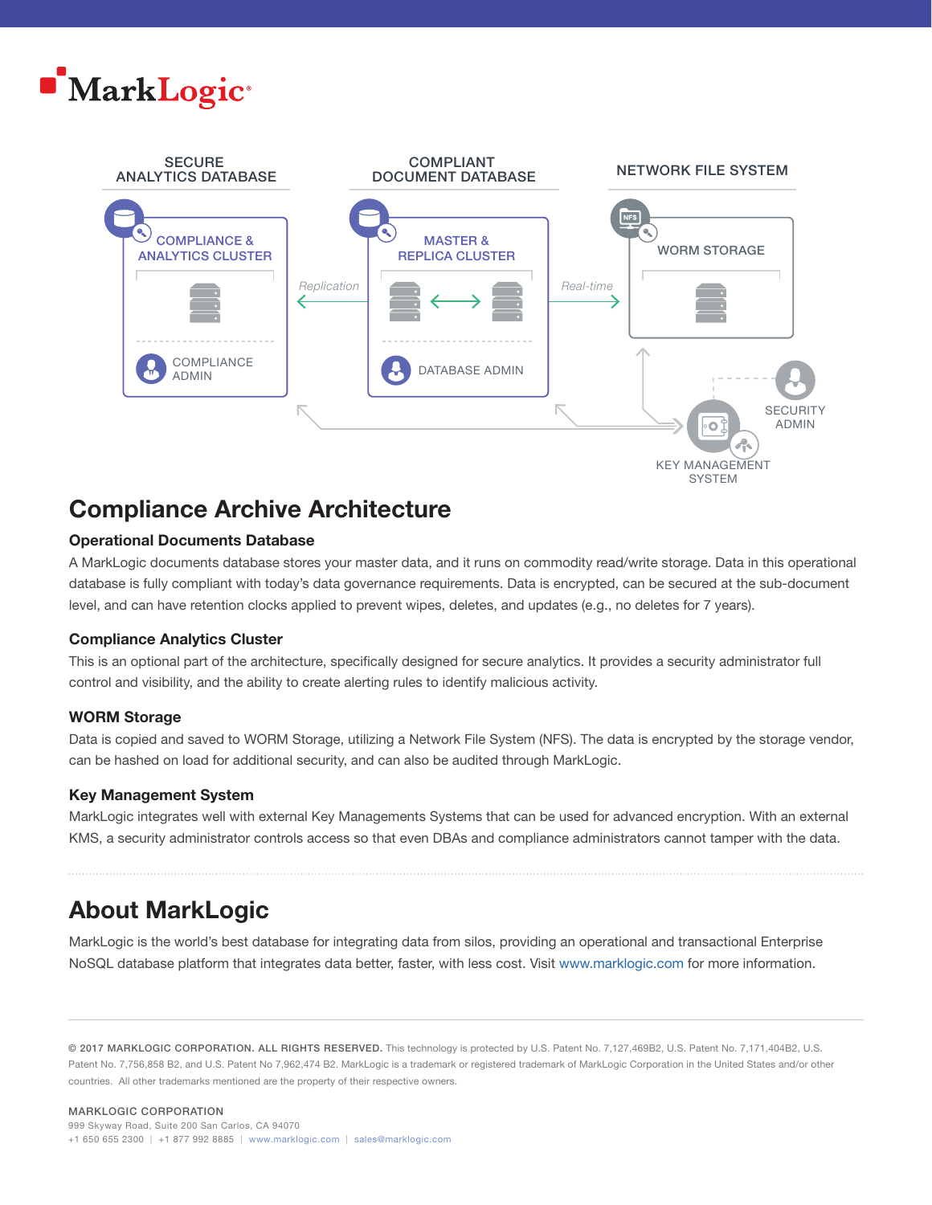MarkLogic

SECURE ANALYTICS DATABASE

COMPLIANCE & ANALYTICS CLUSTER

COMPLIANCE ADMIN

Replication

COMPLIANT DOCUMENT DATABASE

MASTER & REPLICA CLUSTER

DATABASE ADMIN

Real-time

NETWORK FILE SYSTEM

NFS

WORM STORAGE

SECURITY ADMIN

KEY MANAGEMENT SYSTEM

# Compliance Archive Architecture

### Operational Documents Database

A MarkLogic documents database stores your master data, and it runs on commodity read/write storage. Data in this operational database is fully compliant with today's data governance requirements. Data is encrypted, can be secured at the sub-document level, and can have retention clocks applied to prevent wipes, deletes, and updates (e.g., no deletes for 7 years).

### Compliance Analytics Cluster

This is an optional part of the architecture, specifically designed for secure analytics. It provides a security administrator full control and visibility, and the ability to create alerting rules to identify malicious activity.

### WORM Storage

Data is copied and saved to WORM Storage, utilizing a Network File System (NFS). The data is encrypted by the storage vendor, can be hashed on load for additional security, and can also be audited through MarkLogic.

### Key Management System

MarkLogic integrates well with external Key Managements Systems that can be used for advanced encryption. With an external KMS, a security administrator controls access so that even DBAs and compliance administrators cannot tamper with the data.

# About MarkLogic

MarkLogic is the world's best database for integrating data from silos, providing an operational and transactional Enterprise NoSQL database platform that integrates data better, faster, with less cost. Visit www.marklogic.com for more information.

© 2017 MARKLOGIC CORPORATION. ALL RIGHTS RESERVED. This technology is protected by U.S. Patent No. 7,127,469B2, U.S. Patent No. 7,171,404B2, U.S. Patent No. 7,756,858 B2, and U.S. Patent No 7,962,474 B2. MarkLogic is a trademark or registered trademark of MarkLogic Corporation in the United States and/or other countries. All other trademarks mentioned are the property of their respective owners.

MARKLOGIC CORPORATION
999 Skyway Road, Suite 200 San Carlos, CA 94070
+1 650 655 2300 | +1 877 992 8885 | www.marklogic.com | sales@marklogic.com